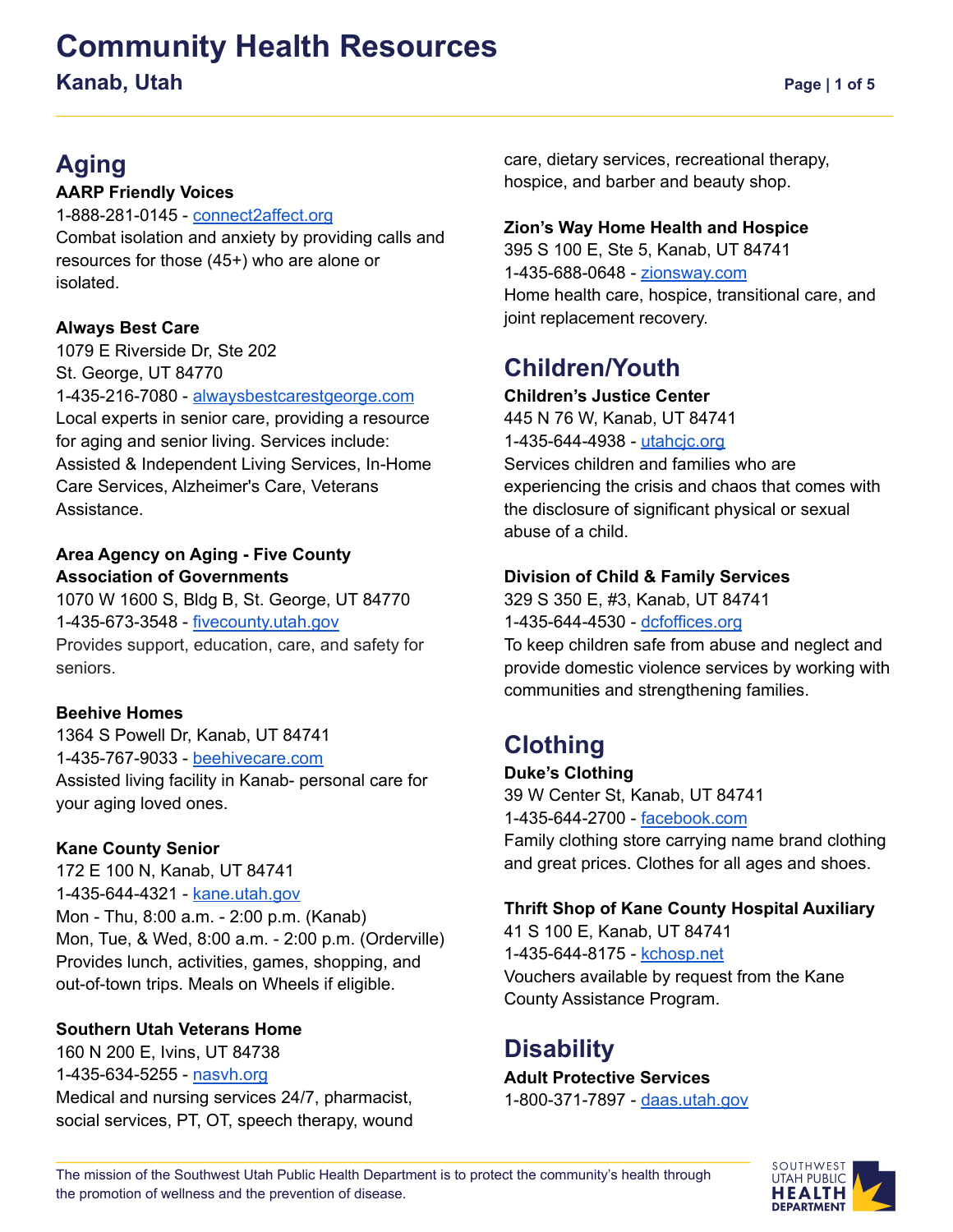# Community Health Resources

## Kanab, Utah

## Aging

**AARP Friendly Voices**
1-888-281-0145 - connect2affect.org
Combat isolation and anxiety by providing calls and resources for those (45+) who are alone or isolated.

**Always Best Care**
1079 E Riverside Dr, Ste 202
St. George, UT 84770
1-435-216-7080 - alwaysbestcarestgeorge.com
Local experts in senior care, providing a resource for aging and senior living. Services include: Assisted & Independent Living Services, In-Home Care Services, Alzheimer's Care, Veterans Assistance.

**Area Agency on Aging - Five County Association of Governments**
1070 W 1600 S, Bldg B, St. George, UT 84770
1-435-673-3548 - fivecounty.utah.gov
Provides support, education, care, and safety for seniors.

**Beehive Homes**
1364 S Powell Dr, Kanab, UT 84741
1-435-767-9033 - beehivecare.com
Assisted living facility in Kanab- personal care for your aging loved ones.

**Kane County Senior**
172 E 100 N, Kanab, UT 84741
1-435-644-4321 - kane.utah.gov
Mon - Thu, 8:00 a.m. - 2:00 p.m. (Kanab)
Mon, Tue, & Wed, 8:00 a.m. - 2:00 p.m. (Orderville)
Provides lunch, activities, games, shopping, and out-of-town trips. Meals on Wheels if eligible.

**Southern Utah Veterans Home**
160 N 200 E, Ivins, UT 84738
1-435-634-5255 - nasvh.org
Medical and nursing services 24/7, pharmacist, social services, PT, OT, speech therapy, wound care, dietary services, recreational therapy, hospice, and barber and beauty shop.

**Zion's Way Home Health and Hospice**
395 S 100 E, Ste 5, Kanab, UT 84741
1-435-688-0648 - zionsway.com
Home health care, hospice, transitional care, and joint replacement recovery.

## Children/Youth

**Children's Justice Center**
445 N 76 W, Kanab, UT 84741
1-435-644-4938 - utahcjc.org
Services children and families who are experiencing the crisis and chaos that comes with the disclosure of significant physical or sexual abuse of a child.

**Division of Child & Family Services**
329 S 350 E, #3, Kanab, UT 84741
1-435-644-4530 - dcfoffices.org
To keep children safe from abuse and neglect and provide domestic violence services by working with communities and strengthening families.

## Clothing

**Duke's Clothing**
39 W Center St, Kanab, UT 84741
1-435-644-2700 - facebook.com
Family clothing store carrying name brand clothing and great prices. Clothes for all ages and shoes.

**Thrift Shop of Kane County Hospital Auxiliary**
41 S 100 E, Kanab, UT 84741
1-435-644-8175 - kchosp.net
Vouchers available by request from the Kane County Assistance Program.

## Disability

**Adult Protective Services**
1-800-371-7897 - daas.utah.gov

The mission of the Southwest Utah Public Health Department is to protect the community's health through the promotion of wellness and the prevention of disease.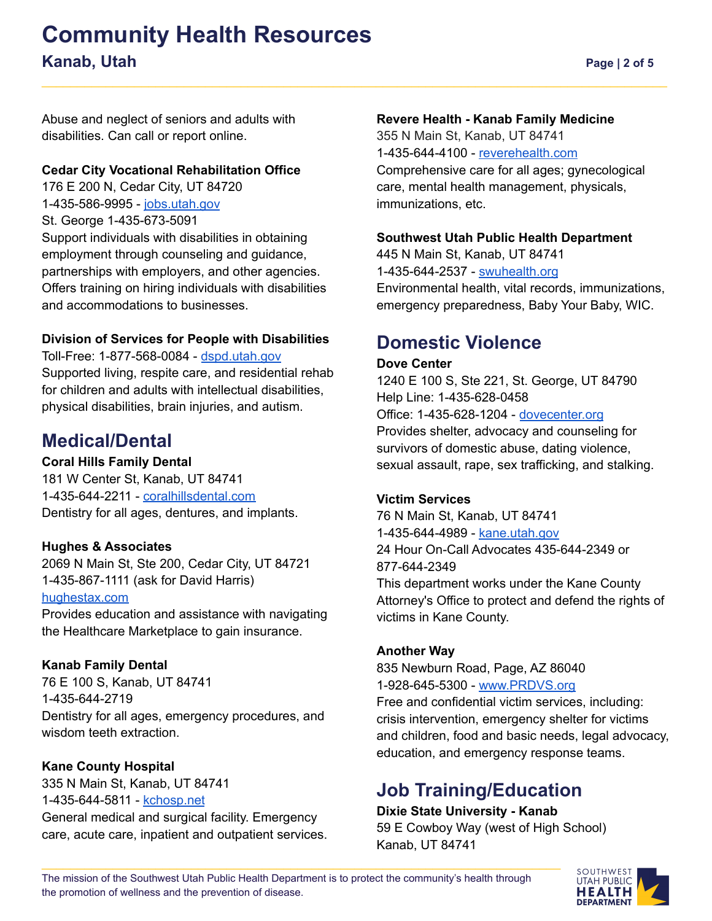Abuse and neglect of seniors and adults with disabilities. Can call or report online.

**Cedar City Vocational Rehabilitation Office**
176 E 200 N, Cedar City, UT 84720
1-435-586-9995 - jobs.utah.gov
St. George 1-435-673-5091
Support individuals with disabilities in obtaining employment through counseling and guidance, partnerships with employers, and other agencies. Offers training on hiring individuals with disabilities and accommodations to businesses.

**Division of Services for People with Disabilities**
Toll-Free: 1-877-568-0084 - dspd.utah.gov
Supported living, respite care, and residential rehab for children and adults with intellectual disabilities, physical disabilities, brain injuries, and autism.

## Medical/Dental

**Coral Hills Family Dental**
181 W Center St, Kanab, UT 84741
1-435-644-2211 - coralhillsdental.com
Dentistry for all ages, dentures, and implants.

**Hughes & Associates**
2069 N Main St, Ste 200, Cedar City, UT 84721
1-435-867-1111 (ask for David Harris)
hughestax.com
Provides education and assistance with navigating the Healthcare Marketplace to gain insurance.

**Kanab Family Dental**
76 E 100 S, Kanab, UT 84741
1-435-644-2719
Dentistry for all ages, emergency procedures, and wisdom teeth extraction.

**Kane County Hospital**
335 N Main St, Kanab, UT 84741
1-435-644-5811 - kchosp.net
General medical and surgical facility. Emergency care, acute care, inpatient and outpatient services.

**Revere Health - Kanab Family Medicine**
355 N Main St, Kanab, UT 84741
1-435-644-4100 - reverehealth.com
Comprehensive care for all ages; gynecological care, mental health management, physicals, immunizations, etc.

**Southwest Utah Public Health Department**
445 N Main St, Kanab, UT 84741
1-435-644-2537 - swuhealth.org
Environmental health, vital records, immunizations, emergency preparedness, Baby Your Baby, WIC.

## Domestic Violence

**Dove Center**
1240 E 100 S, Ste 221, St. George, UT 84790
Help Line: 1-435-628-0458
Office: 1-435-628-1204 - dovecenter.org
Provides shelter, advocacy and counseling for survivors of domestic abuse, dating violence, sexual assault, rape, sex trafficking, and stalking.

**Victim Services**
76 N Main St, Kanab, UT 84741
1-435-644-4989 - kane.utah.gov
24 Hour On-Call Advocates 435-644-2349 or 877-644-2349
This department works under the Kane County Attorney's Office to protect and defend the rights of victims in Kane County.

**Another Way**
835 Newburn Road, Page, AZ 86040
1-928-645-5300 - www.PRDVS.org
Free and confidential victim services, including: crisis intervention, emergency shelter for victims and children, food and basic needs, legal advocacy, education, and emergency response teams.

## Job Training/Education

**Dixie State University - Kanab**
59 E Cowboy Way (west of High School)
Kanab, UT 84741

The mission of the Southwest Utah Public Health Department is to protect the community's health through the promotion of wellness and the prevention of disease.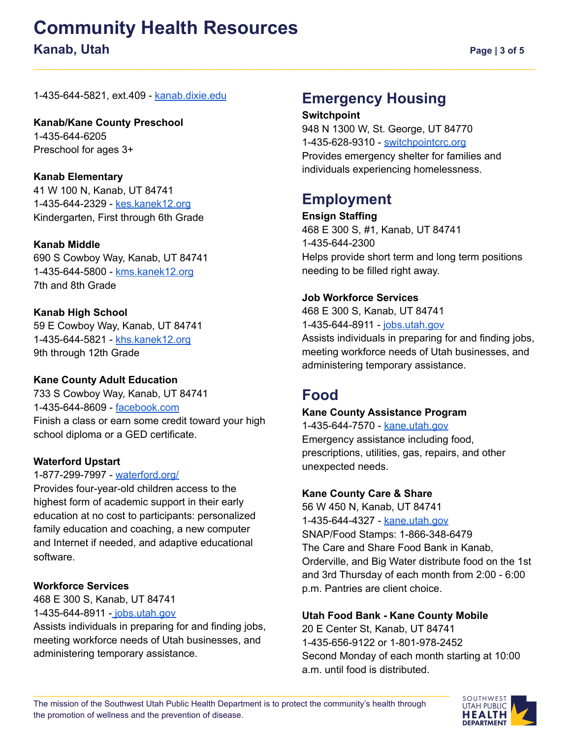1-435-644-5821, ext.409 - kanab.dixie.edu

**Kanab/Kane County Preschool**
1-435-644-6205
Preschool for ages 3+

**Kanab Elementary**
41 W 100 N, Kanab, UT 84741
1-435-644-2329 - kes.kanek12.org
Kindergarten, First through 6th Grade

**Kanab Middle**
690 S Cowboy Way, Kanab, UT 84741
1-435-644-5800 - kms.kanek12.org
7th and 8th Grade

**Kanab High School**
59 E Cowboy Way, Kanab, UT 84741
1-435-644-5821 - khs.kanek12.org
9th through 12th Grade

**Kane County Adult Education**
733 S Cowboy Way, Kanab, UT 84741
1-435-644-8609 - facebook.com
Finish a class or earn some credit toward your high school diploma or a GED certificate.

**Waterford Upstart**
1-877-299-7997 - waterford.org/
Provides four-year-old children access to the highest form of academic support in their early education at no cost to participants: personalized family education and coaching, a new computer and Internet if needed, and adaptive educational software.

**Workforce Services**
468 E 300 S, Kanab, UT 84741
1-435-644-8911 - jobs.utah.gov
Assists individuals in preparing for and finding jobs, meeting workforce needs of Utah businesses, and administering temporary assistance.

## Emergency Housing

**Switchpoint**
948 N 1300 W, St. George, UT 84770
1-435-628-9310 - switchpointcrc.org
Provides emergency shelter for families and individuals experiencing homelessness.

## Employment

**Ensign Staffing**
468 E 300 S, #1, Kanab, UT 84741
1-435-644-2300
Helps provide short term and long term positions needing to be filled right away.

**Job Workforce Services**
468 E 300 S, Kanab, UT 84741
1-435-644-8911 - jobs.utah.gov
Assists individuals in preparing for and finding jobs, meeting workforce needs of Utah businesses, and administering temporary assistance.

## Food

**Kane County Assistance Program**
1-435-644-7570 - kane.utah.gov
Emergency assistance including food, prescriptions, utilities, gas, repairs, and other unexpected needs.

**Kane County Care & Share**
56 W 450 N, Kanab, UT 84741
1-435-644-4327 - kane.utah.gov
SNAP/Food Stamps: 1-866-348-6479
The Care and Share Food Bank in Kanab, Orderville, and Big Water distribute food on the 1st and 3rd Thursday of each month from 2:00 - 6:00 p.m. Pantries are client choice.

**Utah Food Bank - Kane County Mobile**
20 E Center St, Kanab, UT 84741
1-435-656-9122 or 1-801-978-2452
Second Monday of each month starting at 10:00 a.m. until food is distributed.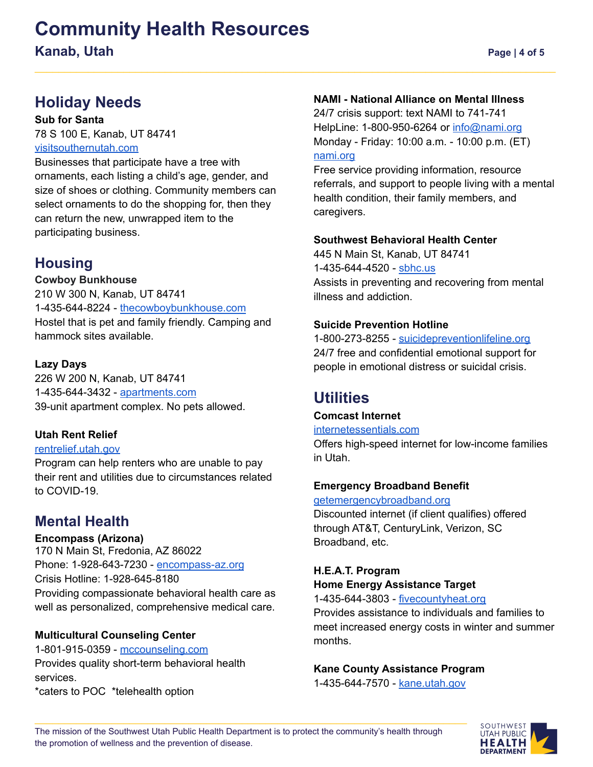## Holiday Needs

**Sub for Santa**
78 S 100 E, Kanab, UT 84741
visitsouthernutah.com
Businesses that participate have a tree with ornaments, each listing a child's age, gender, and size of shoes or clothing. Community members can select ornaments to do the shopping for, then they can return the new, unwrapped item to the participating business.

## Housing

**Cowboy Bunkhouse**
210 W 300 N, Kanab, UT 84741
1-435-644-8224 - thecowboybunkhouse.com
Hostel that is pet and family friendly. Camping and hammock sites available.

**Lazy Days**
226 W 200 N, Kanab, UT 84741
1-435-644-3432 - apartments.com
39-unit apartment complex. No pets allowed.

**Utah Rent Relief**
rentrelief.utah.gov
Program can help renters who are unable to pay their rent and utilities due to circumstances related to COVID-19.

## Mental Health

**Encompass (Arizona)**
170 N Main St, Fredonia, AZ 86022
Phone: 1-928-643-7230 - encompass-az.org
Crisis Hotline: 1-928-645-8180
Providing compassionate behavioral health care as well as personalized, comprehensive medical care.

**Multicultural Counseling Center**
1-801-915-0359 - mccounseling.com
Provides quality short-term behavioral health services.
*caters to POC *telehealth option

**NAMI - National Alliance on Mental Illness**
24/7 crisis support: text NAMI to 741-741
HelpLine: 1-800-950-6264 or info@nami.org
Monday - Friday: 10:00 a.m. - 10:00 p.m. (ET)
nami.org
Free service providing information, resource referrals, and support to people living with a mental health condition, their family members, and caregivers.

**Southwest Behavioral Health Center**
445 N Main St, Kanab, UT 84741
1-435-644-4520 - sbhc.us
Assists in preventing and recovering from mental illness and addiction.

**Suicide Prevention Hotline**
1-800-273-8255 - suicidepreventionlifeline.org
24/7 free and confidential emotional support for people in emotional distress or suicidal crisis.

## Utilities

**Comcast Internet**
internetessentials.com
Offers high-speed internet for low-income families in Utah.

**Emergency Broadband Benefit**
getemergencybroadband.org
Discounted internet (if client qualifies) offered through AT&T, CenturyLink, Verizon, SC Broadband, etc.

**H.E.A.T. Program**
**Home Energy Assistance Target**
1-435-644-3803 - fivecountyheat.org
Provides assistance to individuals and families to meet increased energy costs in winter and summer months.

**Kane County Assistance Program**
1-435-644-7570 - kane.utah.gov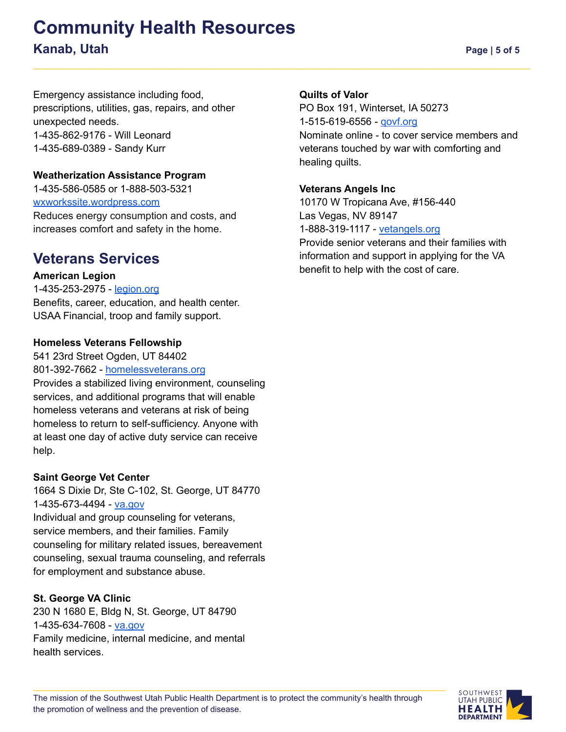Emergency assistance including food, prescriptions, utilities, gas, repairs, and other unexpected needs.
1-435-862-9176 - Will Leonard
1-435-689-0389 - Sandy Kurr

**Weatherization Assistance Program**
1-435-586-0585 or 1-888-503-5321
wxworkssite.wordpress.com
Reduces energy consumption and costs, and increases comfort and safety in the home.

## Veterans Services

**American Legion**
1-435-253-2975 - legion.org
Benefits, career, education, and health center. USAA Financial, troop and family support.

**Homeless Veterans Fellowship**
541 23rd Street Ogden, UT 84402
801-392-7662 - homelessveterans.org
Provides a stabilized living environment, counseling services, and additional programs that will enable homeless veterans and veterans at risk of being homeless to return to self-sufficiency. Anyone with at least one day of active duty service can receive help.

**Saint George Vet Center**
1664 S Dixie Dr, Ste C-102, St. George, UT 84770
1-435-673-4494 - va.gov
Individual and group counseling for veterans, service members, and their families. Family counseling for military related issues, bereavement counseling, sexual trauma counseling, and referrals for employment and substance abuse.

**St. George VA Clinic**
230 N 1680 E, Bldg N, St. George, UT 84790
1-435-634-7608 - va.gov
Family medicine, internal medicine, and mental health services.

**Quilts of Valor**
PO Box 191, Winterset, IA 50273
1-515-619-6556 - qovf.org
Nominate online - to cover service members and veterans touched by war with comforting and healing quilts.

**Veterans Angels Inc**
10170 W Tropicana Ave, #156-440
Las Vegas, NV 89147
1-888-319-1117 - vetangels.org
Provide senior veterans and their families with information and support in applying for the VA benefit to help with the cost of care.

The mission of the Southwest Utah Public Health Department is to protect the community's health through the promotion of wellness and the prevention of disease.